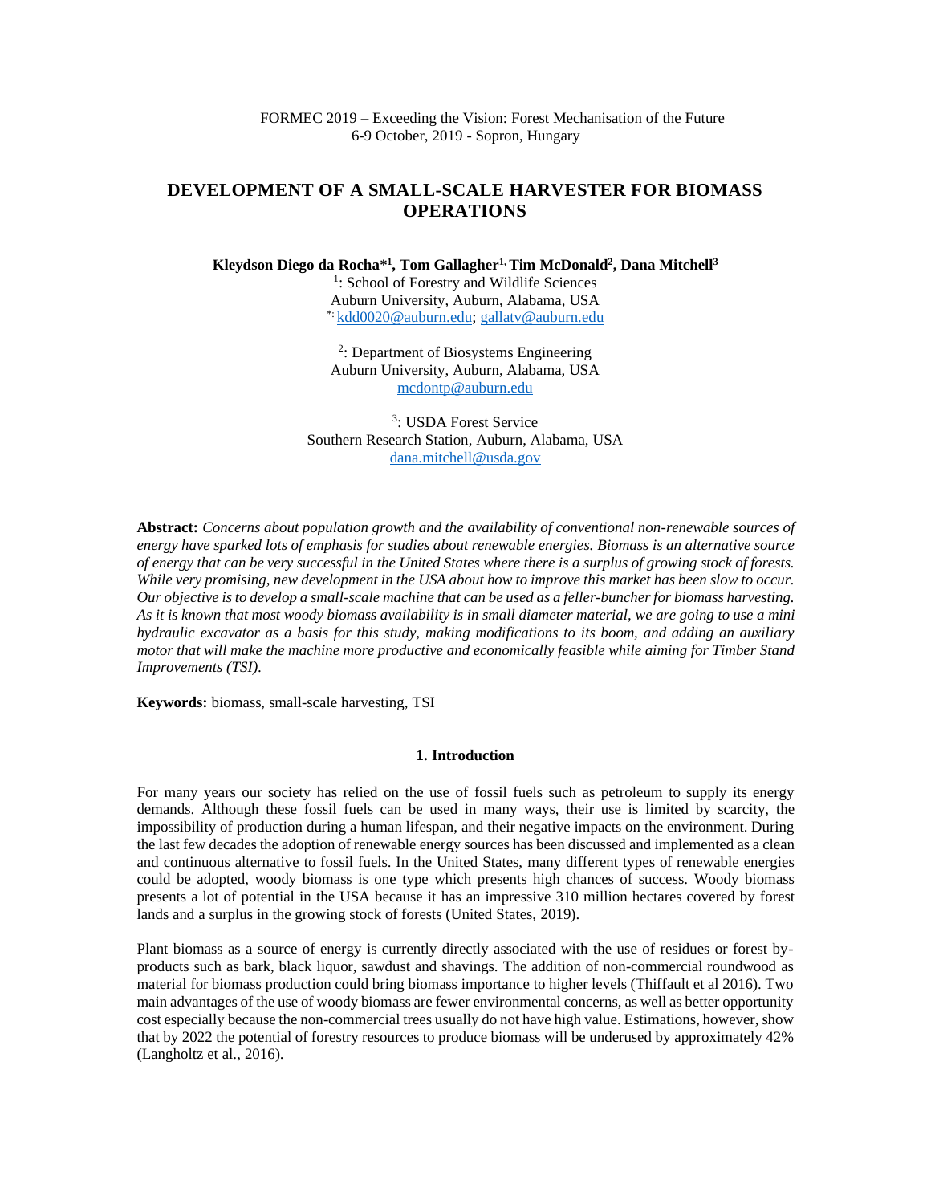FORMEC 2019 – Exceeding the Vision: Forest Mechanisation of the Future
6-9 October, 2019 - Sopron, Hungary

# DEVELOPMENT OF A SMALL-SCALE HARVESTER FOR BIOMASS OPERATIONS

**Kleydson Diego da Rocha*[1], Tom Gallagher[1], Tim McDonald[2], Dana Mitchell[3]**

[1]: School of Forestry and Wildlife Sciences
Auburn University, Auburn, Alabama, USA
[*]: kdd0020@auburn.edu; gallatv@auburn.edu

[2]: Department of Biosystems Engineering
Auburn University, Auburn, Alabama, USA
mcdontp@auburn.edu

[3]: USDA Forest Service
Southern Research Station, Auburn, Alabama, USA
dana.mitchell@usda.gov

**Abstract:** *Concerns about population growth and the availability of conventional non-renewable sources of energy have sparked lots of emphasis for studies about renewable energies. Biomass is an alternative source of energy that can be very successful in the United States where there is a surplus of growing stock of forests. While very promising, new development in the USA about how to improve this market has been slow to occur. Our objective is to develop a small-scale machine that can be used as a feller-buncher for biomass harvesting. As it is known that most woody biomass availability is in small diameter material, we are going to use a mini hydraulic excavator as a basis for this study, making modifications to its boom, and adding an auxiliary motor that will make the machine more productive and economically feasible while aiming for Timber Stand Improvements (TSI).*

**Keywords:** biomass, small-scale harvesting, TSI

## 1. Introduction

For many years our society has relied on the use of fossil fuels such as petroleum to supply its energy demands. Although these fossil fuels can be used in many ways, their use is limited by scarcity, the impossibility of production during a human lifespan, and their negative impacts on the environment. During the last few decades the adoption of renewable energy sources has been discussed and implemented as a clean and continuous alternative to fossil fuels. In the United States, many different types of renewable energies could be adopted, woody biomass is one type which presents high chances of success. Woody biomass presents a lot of potential in the USA because it has an impressive 310 million hectares covered by forest lands and a surplus in the growing stock of forests (United States, 2019).

Plant biomass as a source of energy is currently directly associated with the use of residues or forest by-products such as bark, black liquor, sawdust and shavings. The addition of non-commercial roundwood as material for biomass production could bring biomass importance to higher levels (Thiffault et al 2016). Two main advantages of the use of woody biomass are fewer environmental concerns, as well as better opportunity cost especially because the non-commercial trees usually do not have high value. Estimations, however, show that by 2022 the potential of forestry resources to produce biomass will be underused by approximately 42% (Langholtz et al., 2016).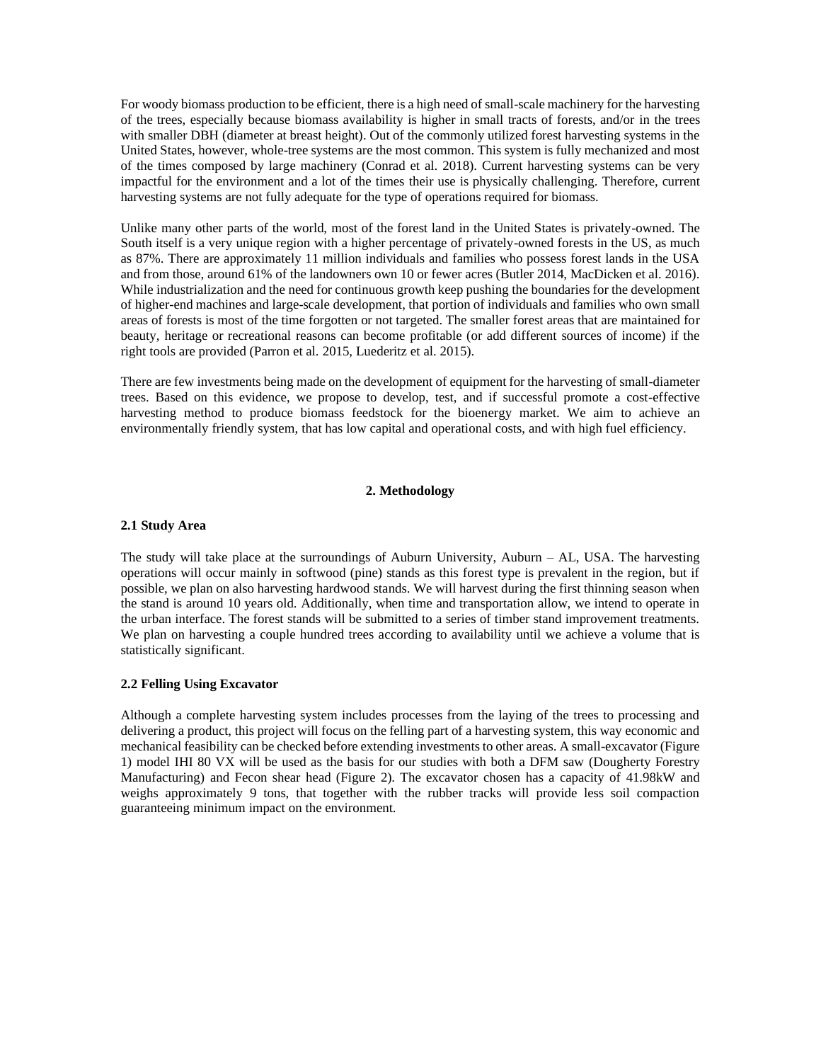For woody biomass production to be efficient, there is a high need of small-scale machinery for the harvesting of the trees, especially because biomass availability is higher in small tracts of forests, and/or in the trees with smaller DBH (diameter at breast height). Out of the commonly utilized forest harvesting systems in the United States, however, whole-tree systems are the most common. This system is fully mechanized and most of the times composed by large machinery (Conrad et al. 2018). Current harvesting systems can be very impactful for the environment and a lot of the times their use is physically challenging. Therefore, current harvesting systems are not fully adequate for the type of operations required for biomass.

Unlike many other parts of the world, most of the forest land in the United States is privately-owned. The South itself is a very unique region with a higher percentage of privately-owned forests in the US, as much as 87%. There are approximately 11 million individuals and families who possess forest lands in the USA and from those, around 61% of the landowners own 10 or fewer acres (Butler 2014, MacDicken et al. 2016). While industrialization and the need for continuous growth keep pushing the boundaries for the development of higher-end machines and large-scale development, that portion of individuals and families who own small areas of forests is most of the time forgotten or not targeted. The smaller forest areas that are maintained for beauty, heritage or recreational reasons can become profitable (or add different sources of income) if the right tools are provided (Parron et al. 2015, Luederitz et al. 2015).

There are few investments being made on the development of equipment for the harvesting of small-diameter trees. Based on this evidence, we propose to develop, test, and if successful promote a cost-effective harvesting method to produce biomass feedstock for the bioenergy market. We aim to achieve an environmentally friendly system, that has low capital and operational costs, and with high fuel efficiency.

## 2. Methodology

### 2.1 Study Area

The study will take place at the surroundings of Auburn University, Auburn – AL, USA. The harvesting operations will occur mainly in softwood (pine) stands as this forest type is prevalent in the region, but if possible, we plan on also harvesting hardwood stands. We will harvest during the first thinning season when the stand is around 10 years old. Additionally, when time and transportation allow, we intend to operate in the urban interface. The forest stands will be submitted to a series of timber stand improvement treatments. We plan on harvesting a couple hundred trees according to availability until we achieve a volume that is statistically significant.

### 2.2 Felling Using Excavator

Although a complete harvesting system includes processes from the laying of the trees to processing and delivering a product, this project will focus on the felling part of a harvesting system, this way economic and mechanical feasibility can be checked before extending investments to other areas. A small-excavator (Figure 1) model IHI 80 VX will be used as the basis for our studies with both a DFM saw (Dougherty Forestry Manufacturing) and Fecon shear head (Figure 2). The excavator chosen has a capacity of 41.98kW and weighs approximately 9 tons, that together with the rubber tracks will provide less soil compaction guaranteeing minimum impact on the environment.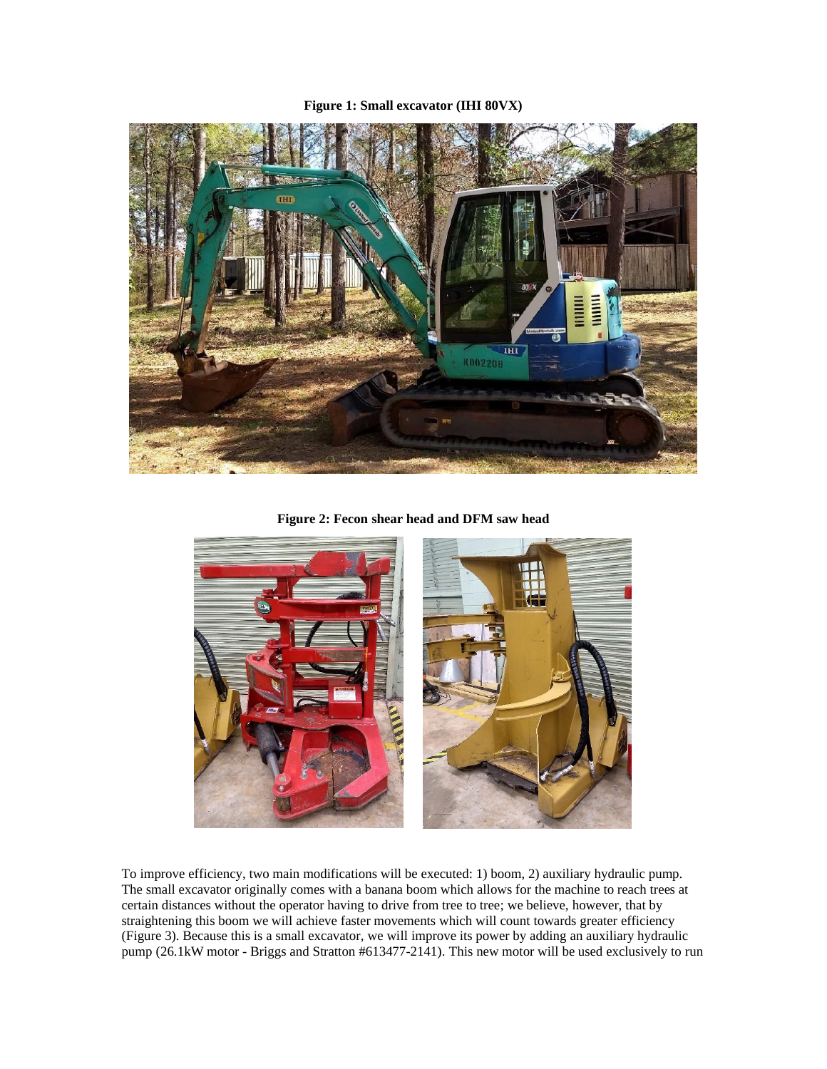**Figure 1: Small excavator (IHI 80VX)**

**Figure 2: Fecon shear head and DFM saw head**

To improve efficiency, two main modifications will be executed: 1) boom, 2) auxiliary hydraulic pump. The small excavator originally comes with a banana boom which allows for the machine to reach trees at certain distances without the operator having to drive from tree to tree; we believe, however, that by straightening this boom we will achieve faster movements which will count towards greater efficiency (Figure 3). Because this is a small excavator, we will improve its power by adding an auxiliary hydraulic pump (26.1kW motor - Briggs and Stratton #613477-2141). This new motor will be used exclusively to run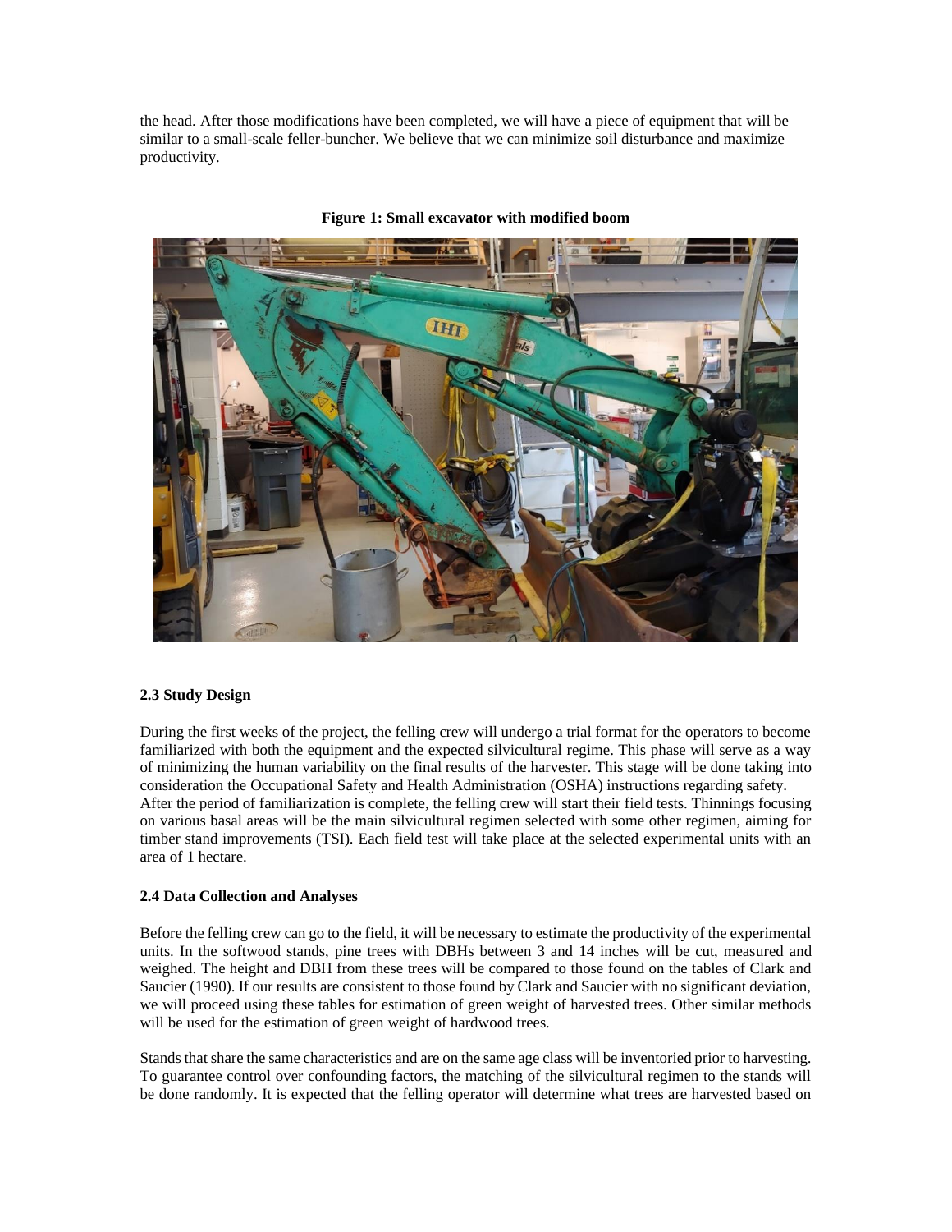the head. After those modifications have been completed, we will have a piece of equipment that will be similar to a small-scale feller-buncher. We believe that we can minimize soil disturbance and maximize productivity.

**Figure 1: Small excavator with modified boom**

### 2.3 Study Design

During the first weeks of the project, the felling crew will undergo a trial format for the operators to become familiarized with both the equipment and the expected silvicultural regime. This phase will serve as a way of minimizing the human variability on the final results of the harvester. This stage will be done taking into consideration the Occupational Safety and Health Administration (OSHA) instructions regarding safety. After the period of familiarization is complete, the felling crew will start their field tests. Thinnings focusing on various basal areas will be the main silvicultural regimen selected with some other regimen, aiming for timber stand improvements (TSI). Each field test will take place at the selected experimental units with an area of 1 hectare.

### 2.4 Data Collection and Analyses

Before the felling crew can go to the field, it will be necessary to estimate the productivity of the experimental units. In the softwood stands, pine trees with DBHs between 3 and 14 inches will be cut, measured and weighed. The height and DBH from these trees will be compared to those found on the tables of Clark and Saucier (1990). If our results are consistent to those found by Clark and Saucier with no significant deviation, we will proceed using these tables for estimation of green weight of harvested trees. Other similar methods will be used for the estimation of green weight of hardwood trees.

Stands that share the same characteristics and are on the same age class will be inventoried prior to harvesting. To guarantee control over confounding factors, the matching of the silvicultural regimen to the stands will be done randomly. It is expected that the felling operator will determine what trees are harvested based on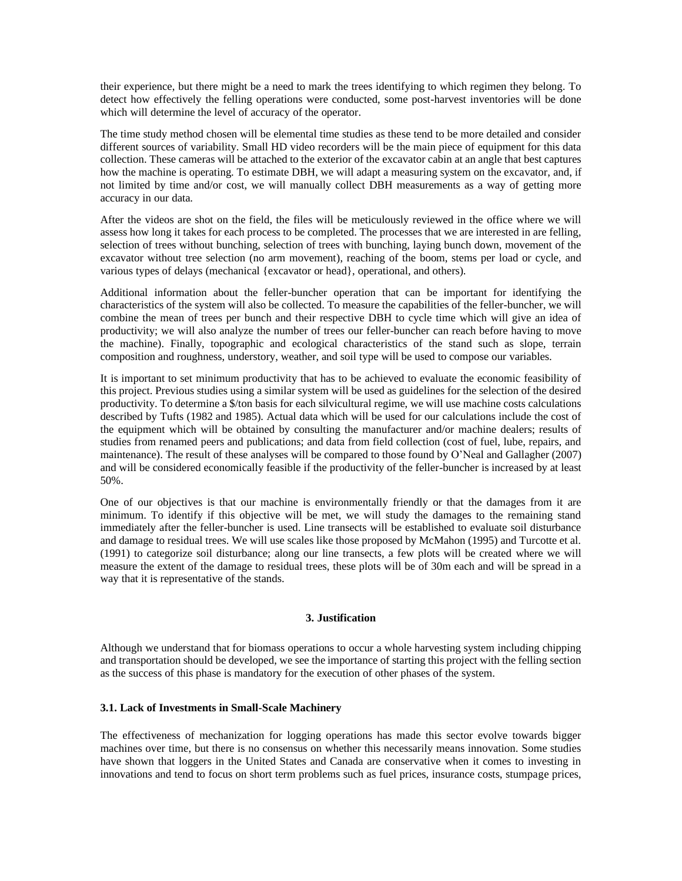their experience, but there might be a need to mark the trees identifying to which regimen they belong. To detect how effectively the felling operations were conducted, some post-harvest inventories will be done which will determine the level of accuracy of the operator.

The time study method chosen will be elemental time studies as these tend to be more detailed and consider different sources of variability. Small HD video recorders will be the main piece of equipment for this data collection. These cameras will be attached to the exterior of the excavator cabin at an angle that best captures how the machine is operating. To estimate DBH, we will adapt a measuring system on the excavator, and, if not limited by time and/or cost, we will manually collect DBH measurements as a way of getting more accuracy in our data.

After the videos are shot on the field, the files will be meticulously reviewed in the office where we will assess how long it takes for each process to be completed. The processes that we are interested in are felling, selection of trees without bunching, selection of trees with bunching, laying bunch down, movement of the excavator without tree selection (no arm movement), reaching of the boom, stems per load or cycle, and various types of delays (mechanical {excavator or head}, operational, and others).

Additional information about the feller-buncher operation that can be important for identifying the characteristics of the system will also be collected. To measure the capabilities of the feller-buncher, we will combine the mean of trees per bunch and their respective DBH to cycle time which will give an idea of productivity; we will also analyze the number of trees our feller-buncher can reach before having to move the machine). Finally, topographic and ecological characteristics of the stand such as slope, terrain composition and roughness, understory, weather, and soil type will be used to compose our variables.

It is important to set minimum productivity that has to be achieved to evaluate the economic feasibility of this project. Previous studies using a similar system will be used as guidelines for the selection of the desired productivity. To determine a $/ton basis for each silvicultural regime, we will use machine costs calculations described by Tufts (1982 and 1985). Actual data which will be used for our calculations include the cost of the equipment which will be obtained by consulting the manufacturer and/or machine dealers; results of studies from renamed peers and publications; and data from field collection (cost of fuel, lube, repairs, and maintenance). The result of these analyses will be compared to those found by O'Neal and Gallagher (2007) and will be considered economically feasible if the productivity of the feller-buncher is increased by at least 50%.

One of our objectives is that our machine is environmentally friendly or that the damages from it are minimum. To identify if this objective will be met, we will study the damages to the remaining stand immediately after the feller-buncher is used. Line transects will be established to evaluate soil disturbance and damage to residual trees. We will use scales like those proposed by McMahon (1995) and Turcotte et al. (1991) to categorize soil disturbance; along our line transects, a few plots will be created where we will measure the extent of the damage to residual trees, these plots will be of 30m each and will be spread in a way that it is representative of the stands.

## 3. Justification

Although we understand that for biomass operations to occur a whole harvesting system including chipping and transportation should be developed, we see the importance of starting this project with the felling section as the success of this phase is mandatory for the execution of other phases of the system.

### 3.1. Lack of Investments in Small-Scale Machinery

The effectiveness of mechanization for logging operations has made this sector evolve towards bigger machines over time, but there is no consensus on whether this necessarily means innovation. Some studies have shown that loggers in the United States and Canada are conservative when it comes to investing in innovations and tend to focus on short term problems such as fuel prices, insurance costs, stumpage prices,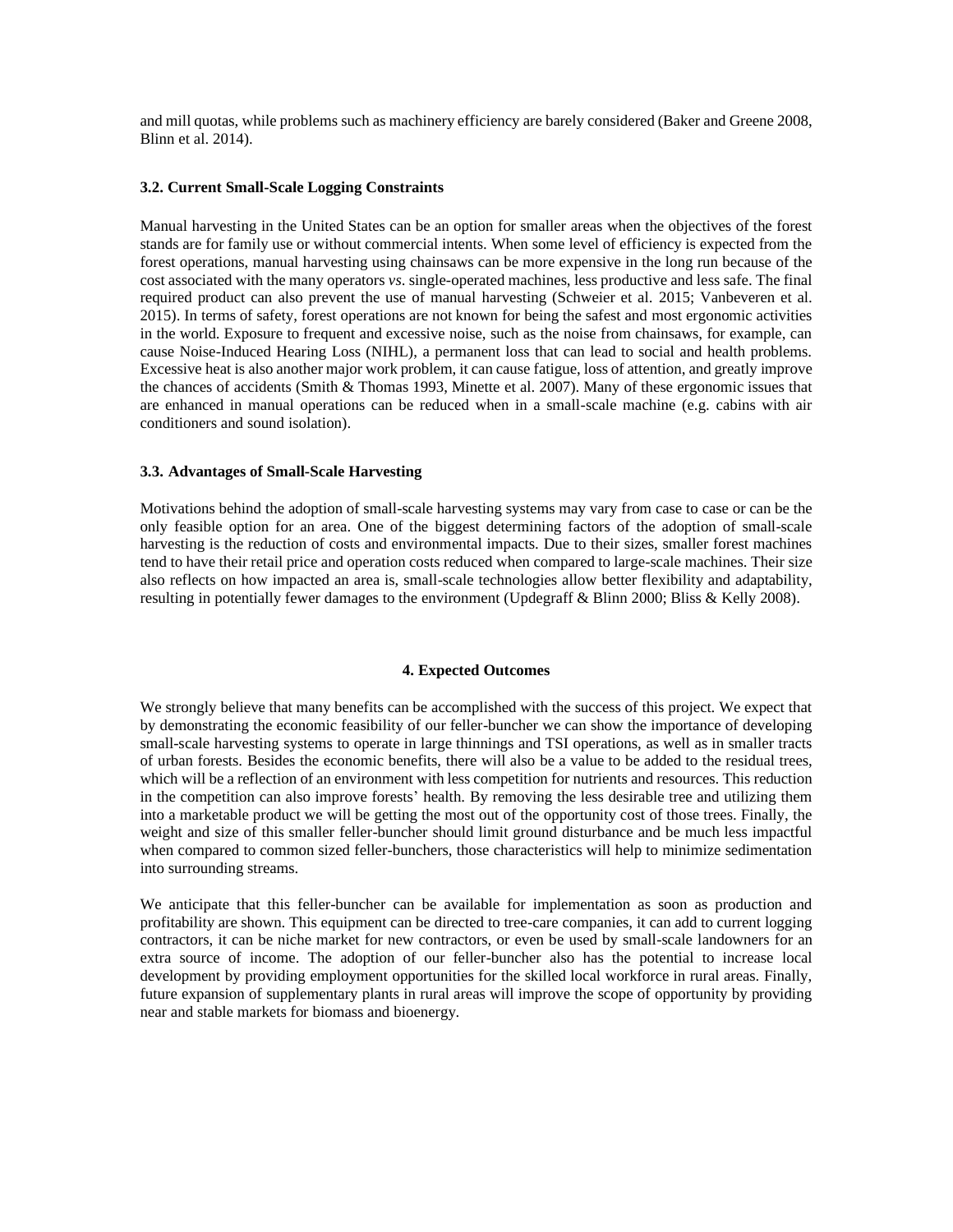and mill quotas, while problems such as machinery efficiency are barely considered (Baker and Greene 2008, Blinn et al. 2014).

### 3.2. Current Small-Scale Logging Constraints

Manual harvesting in the United States can be an option for smaller areas when the objectives of the forest stands are for family use or without commercial intents. When some level of efficiency is expected from the forest operations, manual harvesting using chainsaws can be more expensive in the long run because of the cost associated with the many operators *vs*. single-operated machines, less productive and less safe. The final required product can also prevent the use of manual harvesting (Schweier et al. 2015; Vanbeveren et al. 2015). In terms of safety, forest operations are not known for being the safest and most ergonomic activities in the world. Exposure to frequent and excessive noise, such as the noise from chainsaws, for example, can cause Noise-Induced Hearing Loss (NIHL), a permanent loss that can lead to social and health problems. Excessive heat is also another major work problem, it can cause fatigue, loss of attention, and greatly improve the chances of accidents (Smith & Thomas 1993, Minette et al. 2007). Many of these ergonomic issues that are enhanced in manual operations can be reduced when in a small-scale machine (e.g. cabins with air conditioners and sound isolation).

### 3.3. Advantages of Small-Scale Harvesting

Motivations behind the adoption of small-scale harvesting systems may vary from case to case or can be the only feasible option for an area. One of the biggest determining factors of the adoption of small-scale harvesting is the reduction of costs and environmental impacts. Due to their sizes, smaller forest machines tend to have their retail price and operation costs reduced when compared to large-scale machines. Their size also reflects on how impacted an area is, small-scale technologies allow better flexibility and adaptability, resulting in potentially fewer damages to the environment (Updegraff & Blinn 2000; Bliss & Kelly 2008).

## 4. Expected Outcomes

We strongly believe that many benefits can be accomplished with the success of this project. We expect that by demonstrating the economic feasibility of our feller-buncher we can show the importance of developing small-scale harvesting systems to operate in large thinnings and TSI operations, as well as in smaller tracts of urban forests. Besides the economic benefits, there will also be a value to be added to the residual trees, which will be a reflection of an environment with less competition for nutrients and resources. This reduction in the competition can also improve forests' health. By removing the less desirable tree and utilizing them into a marketable product we will be getting the most out of the opportunity cost of those trees. Finally, the weight and size of this smaller feller-buncher should limit ground disturbance and be much less impactful when compared to common sized feller-bunchers, those characteristics will help to minimize sedimentation into surrounding streams.

We anticipate that this feller-buncher can be available for implementation as soon as production and profitability are shown. This equipment can be directed to tree-care companies, it can add to current logging contractors, it can be niche market for new contractors, or even be used by small-scale landowners for an extra source of income. The adoption of our feller-buncher also has the potential to increase local development by providing employment opportunities for the skilled local workforce in rural areas. Finally, future expansion of supplementary plants in rural areas will improve the scope of opportunity by providing near and stable markets for biomass and bioenergy.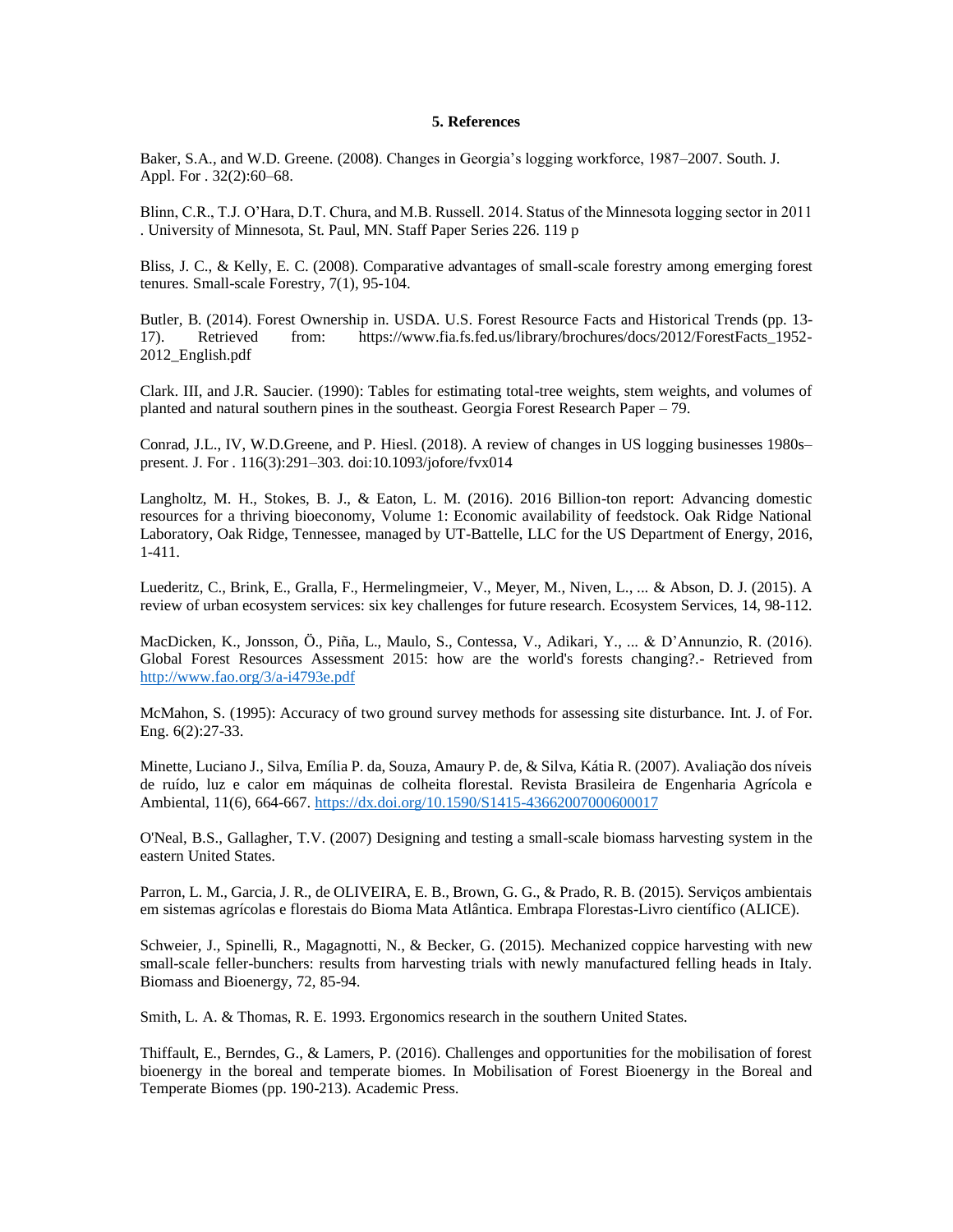**5. References**

Baker, S.A., and W.D. Greene. (2008). Changes in Georgia's logging workforce, 1987–2007. South. J. Appl. For . 32(2):60–68.

Blinn, C.R., T.J. O'Hara, D.T. Chura, and M.B. Russell. 2014. Status of the Minnesota logging sector in 2011 . University of Minnesota, St. Paul, MN. Staff Paper Series 226. 119 p

Bliss, J. C., & Kelly, E. C. (2008). Comparative advantages of small-scale forestry among emerging forest tenures. Small-scale Forestry, 7(1), 95-104.

Butler, B. (2014). Forest Ownership in. USDA. U.S. Forest Resource Facts and Historical Trends (pp. 13-17). Retrieved from: https://www.fia.fs.fed.us/library/brochures/docs/2012/ForestFacts_1952-2012_English.pdf

Clark. III, and J.R. Saucier. (1990): Tables for estimating total-tree weights, stem weights, and volumes of planted and natural southern pines in the southeast. Georgia Forest Research Paper – 79.

Conrad, J.L., IV, W.D.Greene, and P. Hiesl. (2018). A review of changes in US logging businesses 1980s–present. J. For . 116(3):291–303. doi:10.1093/jofore/fvx014

Langholtz, M. H., Stokes, B. J., & Eaton, L. M. (2016). 2016 Billion-ton report: Advancing domestic resources for a thriving bioeconomy, Volume 1: Economic availability of feedstock. Oak Ridge National Laboratory, Oak Ridge, Tennessee, managed by UT-Battelle, LLC for the US Department of Energy, 2016, 1-411.

Luederitz, C., Brink, E., Gralla, F., Hermelingmeier, V., Meyer, M., Niven, L., ... & Abson, D. J. (2015). A review of urban ecosystem services: six key challenges for future research. Ecosystem Services, 14, 98-112.

MacDicken, K., Jonsson, Ö., Piña, L., Maulo, S., Contessa, V., Adikari, Y., ... & D'Annunzio, R. (2016). Global Forest Resources Assessment 2015: how are the world's forests changing?.- Retrieved from http://www.fao.org/3/a-i4793e.pdf

McMahon, S. (1995): Accuracy of two ground survey methods for assessing site disturbance. Int. J. of For. Eng. 6(2):27-33.

Minette, Luciano J., Silva, Emília P. da, Souza, Amaury P. de, & Silva, Kátia R. (2007). Avaliação dos níveis de ruído, luz e calor em máquinas de colheita florestal. Revista Brasileira de Engenharia Agrícola e Ambiental, 11(6), 664-667. https://dx.doi.org/10.1590/S1415-43662007000600017

O'Neal, B.S., Gallagher, T.V. (2007) Designing and testing a small-scale biomass harvesting system in the eastern United States.

Parron, L. M., Garcia, J. R., de OLIVEIRA, E. B., Brown, G. G., & Prado, R. B. (2015). Serviços ambientais em sistemas agrícolas e florestais do Bioma Mata Atlântica. Embrapa Florestas-Livro científico (ALICE).

Schweier, J., Spinelli, R., Magagnotti, N., & Becker, G. (2015). Mechanized coppice harvesting with new small-scale feller-bunchers: results from harvesting trials with newly manufactured felling heads in Italy. Biomass and Bioenergy, 72, 85-94.

Smith, L. A. & Thomas, R. E. 1993. Ergonomics research in the southern United States.

Thiffault, E., Berndes, G., & Lamers, P. (2016). Challenges and opportunities for the mobilisation of forest bioenergy in the boreal and temperate biomes. In Mobilisation of Forest Bioenergy in the Boreal and Temperate Biomes (pp. 190-213). Academic Press.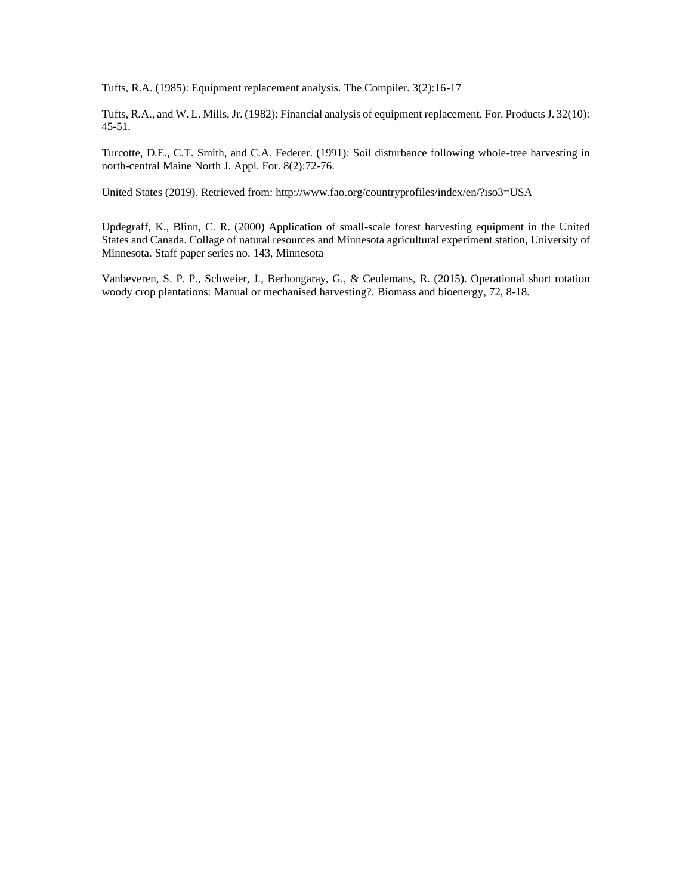Tufts, R.A. (1985): Equipment replacement analysis. The Compiler. 3(2):16-17

Tufts, R.A., and W. L. Mills, Jr. (1982): Financial analysis of equipment replacement. For. Products J. 32(10): 45-51.

Turcotte, D.E., C.T. Smith, and C.A. Federer. (1991): Soil disturbance following whole-tree harvesting in north-central Maine North J. Appl. For. 8(2):72-76.

United States (2019). Retrieved from: http://www.fao.org/countryprofiles/index/en/?iso3=USA

Updegraff, K., Blinn, C. R. (2000) Application of small-scale forest harvesting equipment in the United States and Canada. Collage of natural resources and Minnesota agricultural experiment station, University of Minnesota. Staff paper series no. 143, Minnesota

Vanbeveren, S. P. P., Schweier, J., Berhongaray, G., & Ceulemans, R. (2015). Operational short rotation woody crop plantations: Manual or mechanised harvesting?. Biomass and bioenergy, 72, 8-18.